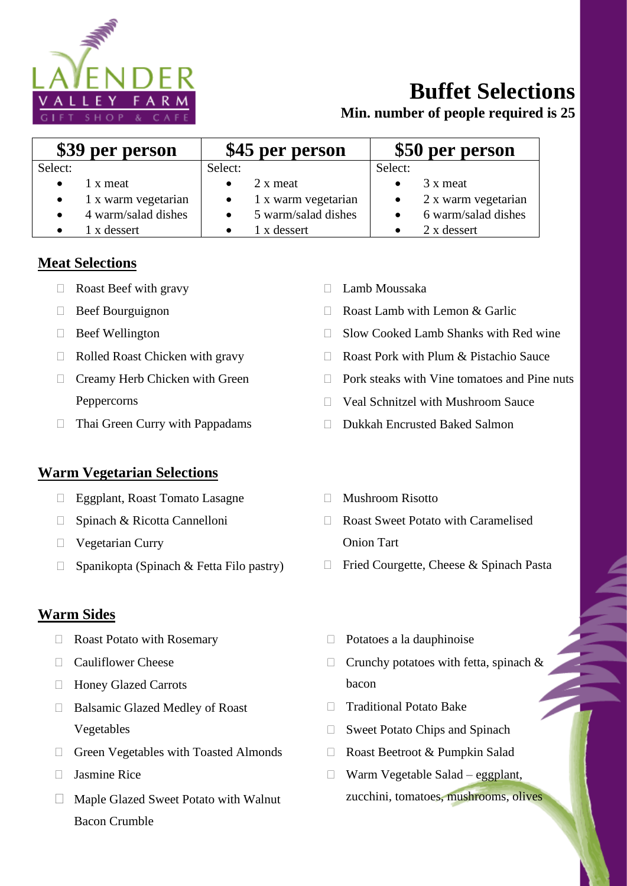LAVENDER VALLEY FARM
GIFT SHOP & CAFE

# Buffet Selections

**Min. number of people required is 25**

| $39 per person | $45 per person | $50 per person |
|---|---|---|
| Select:<br>• 1 x meat<br>• 1 x warm vegetarian<br>• 4 warm/salad dishes<br>• 1 x dessert | Select:<br>• 2 x meat<br>• 1 x warm vegetarian<br>• 5 warm/salad dishes<br>• 1 x dessert | Select:<br>• 3 x meat<br>• 2 x warm vegetarian<br>• 6 warm/salad dishes<br>• 2 x dessert |

## Meat Selections

- Roast Beef with gravy
- Beef Bourguignon
- Beef Wellington
- Rolled Roast Chicken with gravy
- Creamy Herb Chicken with Green Peppercorns
- Thai Green Curry with Pappadams
- Lamb Moussaka
- Roast Lamb with Lemon & Garlic
- Slow Cooked Lamb Shanks with Red wine
- Roast Pork with Plum & Pistachio Sauce
- Pork steaks with Vine tomatoes and Pine nuts
- Veal Schnitzel with Mushroom Sauce
- Dukkah Encrusted Baked Salmon

## Warm Vegetarian Selections

- Eggplant, Roast Tomato Lasagne
- Spinach & Ricotta Cannelloni
- Vegetarian Curry
- Spanikopta (Spinach & Fetta Filo pastry)
- Mushroom Risotto
- Roast Sweet Potato with Caramelised Onion Tart
- Fried Courgette, Cheese & Spinach Pasta

## Warm Sides

- Roast Potato with Rosemary
- Cauliflower Cheese
- Honey Glazed Carrots
- Balsamic Glazed Medley of Roast Vegetables
- Green Vegetables with Toasted Almonds
- Jasmine Rice
- Maple Glazed Sweet Potato with Walnut Bacon Crumble
- Potatoes a la dauphinoise
- Crunchy potatoes with fetta, spinach & bacon
- Traditional Potato Bake
- Sweet Potato Chips and Spinach
- Roast Beetroot & Pumpkin Salad
- Warm Vegetable Salad – eggplant, zucchini, tomatoes, mushrooms, olives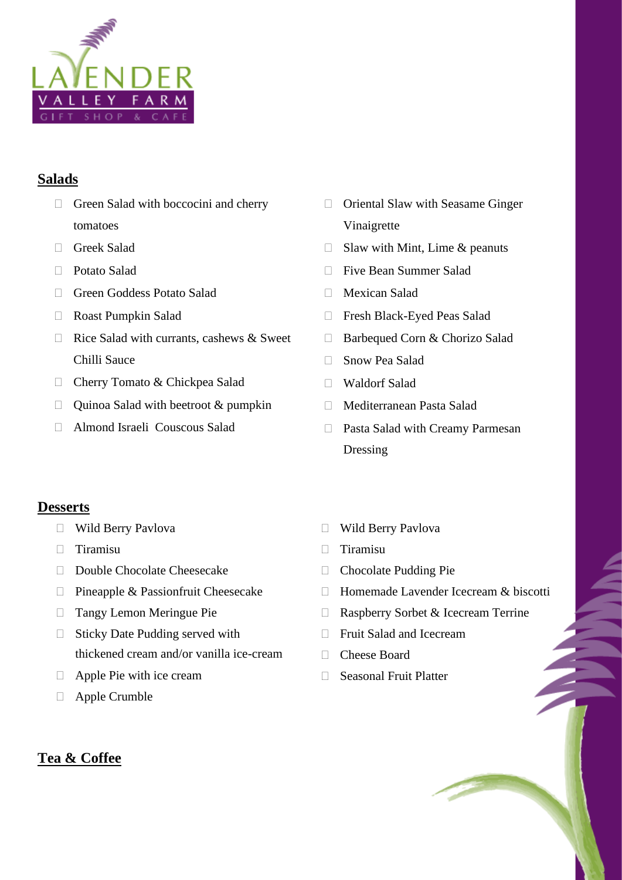LAVENDER VALLEY FARM
GIFT SHOP & CAFE

## Salads

- Green Salad with boccocini and cherry tomatoes
- Greek Salad
- Potato Salad
- Green Goddess Potato Salad
- Roast Pumpkin Salad
- Rice Salad with currants, cashews & Sweet Chilli Sauce
- Cherry Tomato & Chickpea Salad
- Quinoa Salad with beetroot & pumpkin
- Almond Israeli Couscous Salad
- Oriental Slaw with Seasame Ginger Vinaigrette
- Slaw with Mint, Lime & peanuts
- Five Bean Summer Salad
- Mexican Salad
- Fresh Black-Eyed Peas Salad
- Barbequed Corn & Chorizo Salad
- Snow Pea Salad
- Waldorf Salad
- Mediterranean Pasta Salad
- Pasta Salad with Creamy Parmesan Dressing

## Desserts

- Wild Berry Pavlova
- Tiramisu
- Double Chocolate Cheesecake
- Pineapple & Passionfruit Cheesecake
- Tangy Lemon Meringue Pie
- Sticky Date Pudding served with thickened cream and/or vanilla ice-cream
- Apple Pie with ice cream
- Apple Crumble
- Wild Berry Pavlova
- Tiramisu
- Chocolate Pudding Pie
- Homemade Lavender Icecream & biscotti
- Raspberry Sorbet & Icecream Terrine
- Fruit Salad and Icecream
- Cheese Board
- Seasonal Fruit Platter

## Tea & Coffee